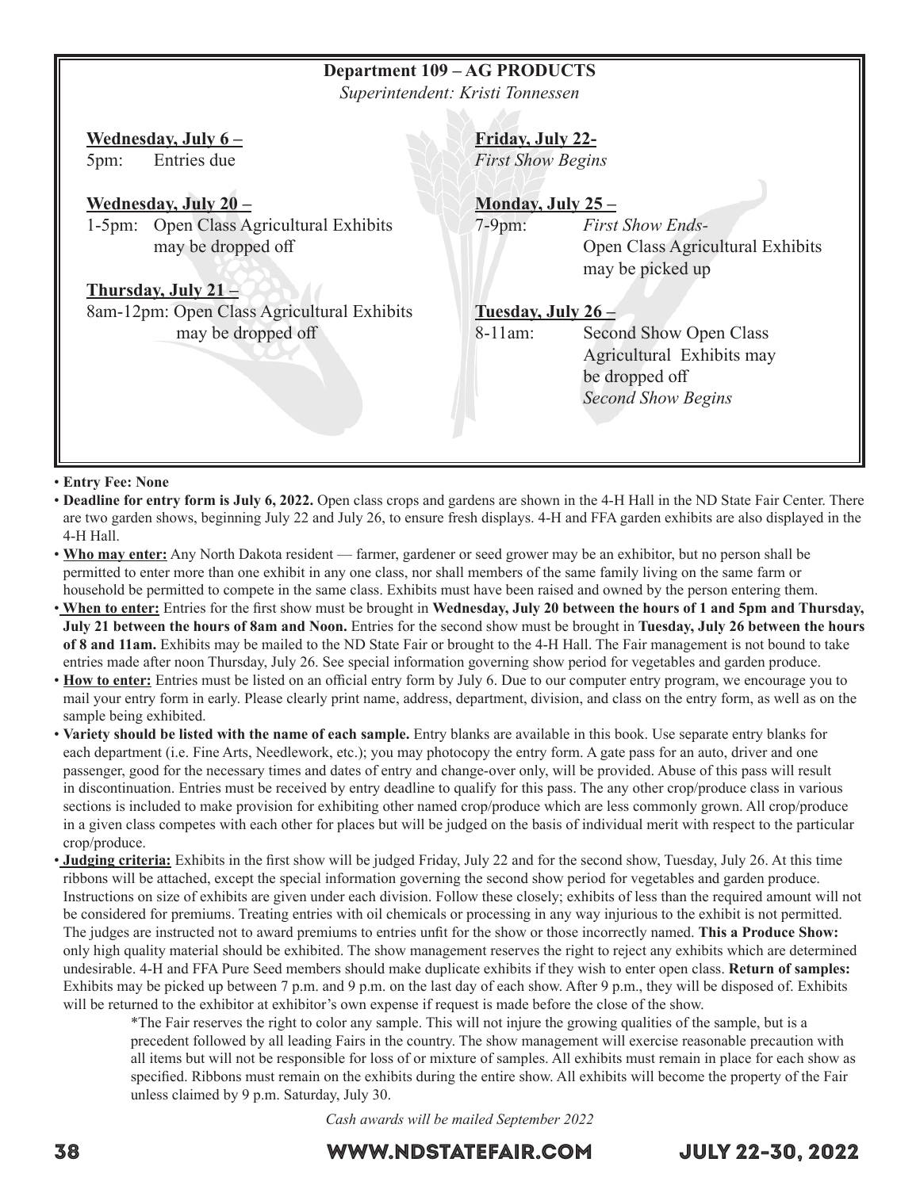## Department 109 – AG PRODUCTS

*Superintendent: Kristi Tonnessen*

**Wednesday, July 6 –**
5pm: Entries due

**Wednesday, July 20 –**
1-5pm: Open Class Agricultural Exhibits may be dropped off

**Thursday, July 21 –**
8am-12pm: Open Class Agricultural Exhibits may be dropped off

**Friday, July 22-**
*First Show Begins*

**Monday, July 25 –**
7-9pm: *First Show Ends-* Open Class Agricultural Exhibits may be picked up

**Tuesday, July 26 –**
8-11am: Second Show Open Class Agricultural Exhibits may be dropped off
*Second Show Begins*

- **Entry Fee: None**
- **Deadline for entry form is July 6, 2022.** Open class crops and gardens are shown in the 4-H Hall in the ND State Fair Center. There are two garden shows, beginning July 22 and July 26, to ensure fresh displays. 4-H and FFA garden exhibits are also displayed in the 4-H Hall.
- **Who may enter:** Any North Dakota resident — farmer, gardener or seed grower may be an exhibitor, but no person shall be permitted to enter more than one exhibit in any one class, nor shall members of the same family living on the same farm or household be permitted to compete in the same class. Exhibits must have been raised and owned by the person entering them.
- **When to enter:** Entries for the first show must be brought in **Wednesday, July 20 between the hours of 1 and 5pm and Thursday, July 21 between the hours of 8am and Noon.** Entries for the second show must be brought in **Tuesday, July 26 between the hours of 8 and 11am.** Exhibits may be mailed to the ND State Fair or brought to the 4-H Hall. The Fair management is not bound to take entries made after noon Thursday, July 26. See special information governing show period for vegetables and garden produce.
- **How to enter:** Entries must be listed on an official entry form by July 6. Due to our computer entry program, we encourage you to mail your entry form in early. Please clearly print name, address, department, division, and class on the entry form, as well as on the sample being exhibited.
- **Variety should be listed with the name of each sample.** Entry blanks are available in this book. Use separate entry blanks for each department (i.e. Fine Arts, Needlework, etc.); you may photocopy the entry form. A gate pass for an auto, driver and one passenger, good for the necessary times and dates of entry and change-over only, will be provided. Abuse of this pass will result in discontinuation. Entries must be received by entry deadline to qualify for this pass. The any other crop/produce class in various sections is included to make provision for exhibiting other named crop/produce which are less commonly grown. All crop/produce in a given class competes with each other for places but will be judged on the basis of individual merit with respect to the particular crop/produce.
- **Judging criteria:** Exhibits in the first show will be judged Friday, July 22 and for the second show, Tuesday, July 26. At this time ribbons will be attached, except the special information governing the second show period for vegetables and garden produce. Instructions on size of exhibits are given under each division. Follow these closely; exhibits of less than the required amount will not be considered for premiums. Treating entries with oil chemicals or processing in any way injurious to the exhibit is not permitted. The judges are instructed not to award premiums to entries unfit for the show or those incorrectly named. **This a Produce Show:** only high quality material should be exhibited. The show management reserves the right to reject any exhibits which are determined undesirable. 4-H and FFA Pure Seed members should make duplicate exhibits if they wish to enter open class. **Return of samples:** Exhibits may be picked up between 7 p.m. and 9 p.m. on the last day of each show. After 9 p.m., they will be disposed of. Exhibits will be returned to the exhibitor at exhibitor's own expense if request is made before the close of the show.

  *The Fair reserves the right to color any sample. This will not injure the growing qualities of the sample, but is a precedent followed by all leading Fairs in the country. The show management will exercise reasonable precaution with all items but will not be responsible for loss of or mixture of samples. All exhibits must remain in place for each show as specified. Ribbons must remain on the exhibits during the entire show. All exhibits will become the property of the Fair unless claimed by 9 p.m. Saturday, July 30.

*Cash awards will be mailed September 2022*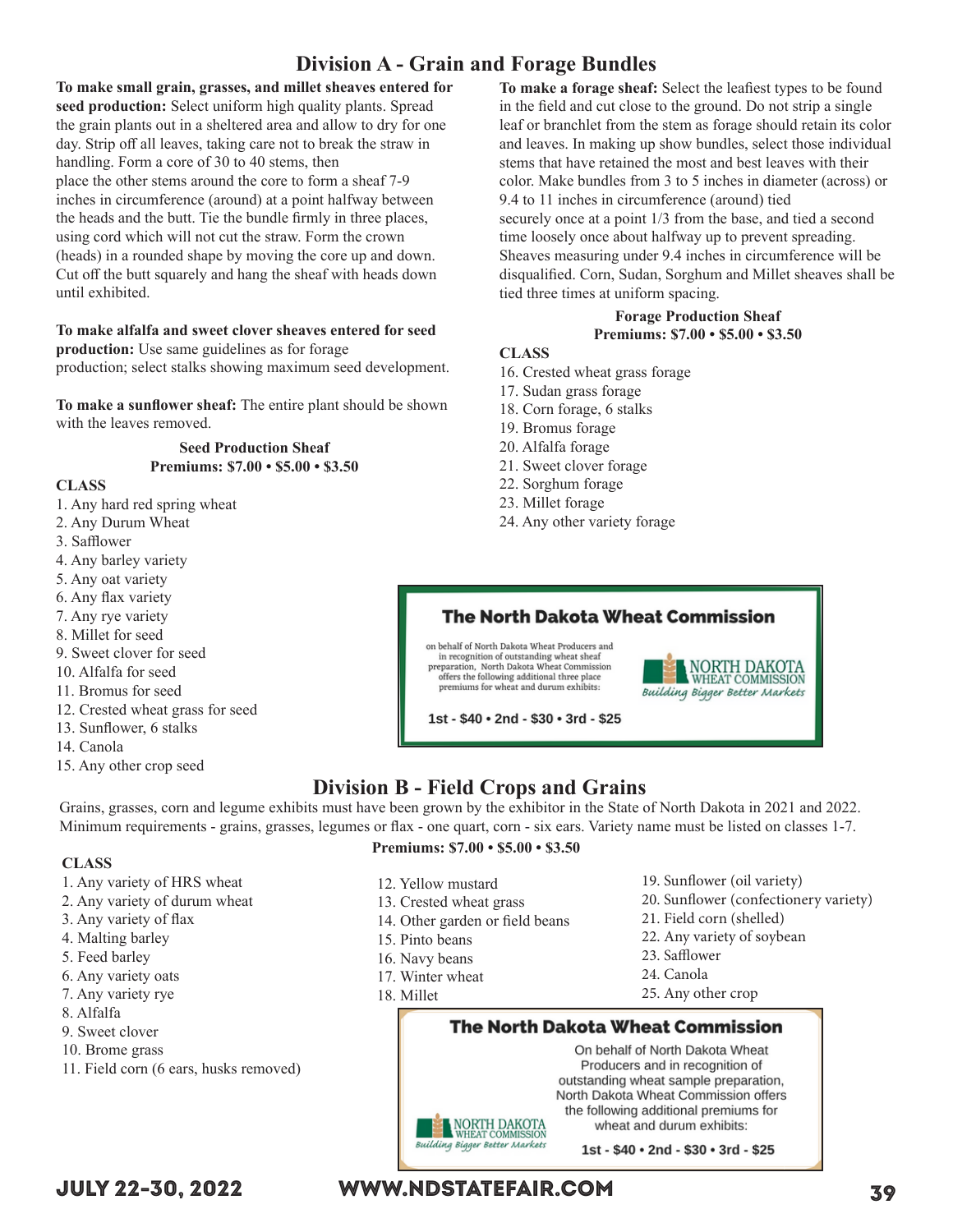## Division A - Grain and Forage Bundles

**To make small grain, grasses, and millet sheaves entered for seed production:** Select uniform high quality plants. Spread the grain plants out in a sheltered area and allow to dry for one day. Strip off all leaves, taking care not to break the straw in handling. Form a core of 30 to 40 stems, then place the other stems around the core to form a sheaf 7-9 inches in circumference (around) at a point halfway between the heads and the butt. Tie the bundle firmly in three places, using cord which will not cut the straw. Form the crown (heads) in a rounded shape by moving the core up and down. Cut off the butt squarely and hang the sheaf with heads down until exhibited.

**To make alfalfa and sweet clover sheaves entered for seed production:** Use same guidelines as for forage production; select stalks showing maximum seed development.

**To make a sunflower sheaf:** The entire plant should be shown with the leaves removed.

**Seed Production Sheaf**
**Premiums: $7.00 • $5.00 • $3.50**

**CLASS**

1. Any hard red spring wheat
2. Any Durum Wheat
3. Safflower
4. Any barley variety
5. Any oat variety
6. Any flax variety
7. Any rye variety
8. Millet for seed
9. Sweet clover for seed
10. Alfalfa for seed
11. Bromus for seed
12. Crested wheat grass for seed
13. Sunflower, 6 stalks
14. Canola
15. Any other crop seed

**To make a forage sheaf:** Select the leafiest types to be found in the field and cut close to the ground. Do not strip a single leaf or branchlet from the stem as forage should retain its color and leaves. In making up show bundles, select those individual stems that have retained the most and best leaves with their color. Make bundles from 3 to 5 inches in diameter (across) or 9.4 to 11 inches in circumference (around) tied securely once at a point 1/3 from the base, and tied a second time loosely once about halfway up to prevent spreading. Sheaves measuring under 9.4 inches in circumference will be disqualified. Corn, Sudan, Sorghum and Millet sheaves shall be tied three times at uniform spacing.

**Forage Production Sheaf**
**Premiums: $7.00 • $5.00 • $3.50**

**CLASS**

16. Crested wheat grass forage
17. Sudan grass forage
18. Corn forage, 6 stalks
19. Bromus forage
20. Alfalfa forage
21. Sweet clover forage
22. Sorghum forage
23. Millet forage
24. Any other variety forage

**The North Dakota Wheat Commission**

on behalf of North Dakota Wheat Producers and in recognition of outstanding wheat sheaf preparation, North Dakota Wheat Commission offers the following additional three place premiums for wheat and durum exhibits:

NORTH DAKOTA WHEAT COMMISSION — *Building Bigger Better Markets*

**1st - $40 • 2nd - $30 • 3rd - $25**

## Division B - Field Crops and Grains

Grains, grasses, corn and legume exhibits must have been grown by the exhibitor in the State of North Dakota in 2021 and 2022. Minimum requirements - grains, grasses, legumes or flax - one quart, corn - six ears. Variety name must be listed on classes 1-7.

**Premiums: $7.00 • $5.00 • $3.50**

**CLASS**

1. Any variety of HRS wheat
2. Any variety of durum wheat
3. Any variety of flax
4. Malting barley
5. Feed barley
6. Any variety oats
7. Any variety rye
8. Alfalfa
9. Sweet clover
10. Brome grass
11. Field corn (6 ears, husks removed)
12. Yellow mustard
13. Crested wheat grass
14. Other garden or field beans
15. Pinto beans
16. Navy beans
17. Winter wheat
18. Millet
19. Sunflower (oil variety)
20. Sunflower (confectionery variety)
21. Field corn (shelled)
22. Any variety of soybean
23. Safflower
24. Canola
25. Any other crop

**The North Dakota Wheat Commission**

On behalf of North Dakota Wheat Producers and in recognition of outstanding wheat sample preparation, North Dakota Wheat Commission offers the following additional premiums for wheat and durum exhibits:

NORTH DAKOTA WHEAT COMMISSION — *Building Bigger Better Markets*

**1st - $40 • 2nd - $30 • 3rd - $25**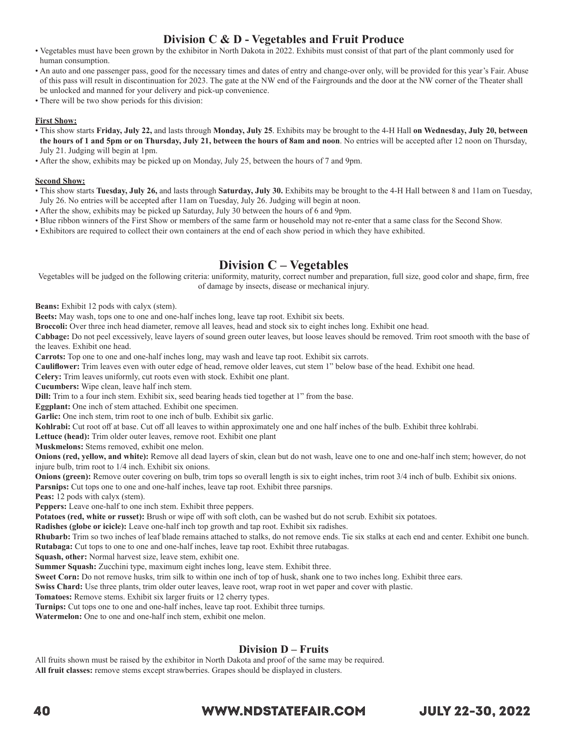## Division C & D - Vegetables and Fruit Produce

- Vegetables must have been grown by the exhibitor in North Dakota in 2022. Exhibits must consist of that part of the plant commonly used for human consumption.
- An auto and one passenger pass, good for the necessary times and dates of entry and change-over only, will be provided for this year's Fair. Abuse of this pass will result in discontinuation for 2023. The gate at the NW end of the Fairgrounds and the door at the NW corner of the Theater shall be unlocked and manned for your delivery and pick-up convenience.
- There will be two show periods for this division:

**First Show:**

- This show starts **Friday, July 22,** and lasts through **Monday, July 25**. Exhibits may be brought to the 4-H Hall **on Wednesday, July 20, between the hours of 1 and 5pm or on Thursday, July 21, between the hours of 8am and noon**. No entries will be accepted after 12 noon on Thursday, July 21. Judging will begin at 1pm.
- After the show, exhibits may be picked up on Monday, July 25, between the hours of 7 and 9pm.

**Second Show:**

- This show starts **Tuesday, July 26,** and lasts through **Saturday, July 30.** Exhibits may be brought to the 4-H Hall between 8 and 11am on Tuesday, July 26. No entries will be accepted after 11am on Tuesday, July 26. Judging will begin at noon.
- After the show, exhibits may be picked up Saturday, July 30 between the hours of 6 and 9pm.
- Blue ribbon winners of the First Show or members of the same farm or household may not re-enter that a same class for the Second Show.
- Exhibitors are required to collect their own containers at the end of each show period in which they have exhibited.

## Division C – Vegetables

Vegetables will be judged on the following criteria: uniformity, maturity, correct number and preparation, full size, good color and shape, firm, free of damage by insects, disease or mechanical injury.

**Beans:** Exhibit 12 pods with calyx (stem).

**Beets:** May wash, tops one to one and one-half inches long, leave tap root. Exhibit six beets.

**Broccoli:** Over three inch head diameter, remove all leaves, head and stock six to eight inches long. Exhibit one head.

**Cabbage:** Do not peel excessively, leave layers of sound green outer leaves, but loose leaves should be removed. Trim root smooth with the base of the leaves. Exhibit one head.

**Carrots:** Top one to one and one-half inches long, may wash and leave tap root. Exhibit six carrots.

**Cauliflower:** Trim leaves even with outer edge of head, remove older leaves, cut stem 1" below base of the head. Exhibit one head.

**Celery:** Trim leaves uniformly, cut roots even with stock. Exhibit one plant.

**Cucumbers:** Wipe clean, leave half inch stem.

**Dill:** Trim to a four inch stem. Exhibit six, seed bearing heads tied together at 1" from the base.

**Eggplant:** One inch of stem attached. Exhibit one specimen.

**Garlic:** One inch stem, trim root to one inch of bulb. Exhibit six garlic.

**Kohlrabi:** Cut root off at base. Cut off all leaves to within approximately one and one half inches of the bulb. Exhibit three kohlrabi.

**Lettuce (head):** Trim older outer leaves, remove root. Exhibit one plant

**Muskmelons:** Stems removed, exhibit one melon.

**Onions (red, yellow, and white):** Remove all dead layers of skin, clean but do not wash, leave one to one and one-half inch stem; however, do not injure bulb, trim root to 1/4 inch. Exhibit six onions.

**Onions (green):** Remove outer covering on bulb, trim tops so overall length is six to eight inches, trim root 3/4 inch of bulb. Exhibit six onions.

**Parsnips:** Cut tops one to one and one-half inches, leave tap root. Exhibit three parsnips.

**Peas:** 12 pods with calyx (stem).

**Peppers:** Leave one-half to one inch stem. Exhibit three peppers.

**Potatoes (red, white or russet):** Brush or wipe off with soft cloth, can be washed but do not scrub. Exhibit six potatoes.

**Radishes (globe or icicle):** Leave one-half inch top growth and tap root. Exhibit six radishes.

**Rhubarb:** Trim so two inches of leaf blade remains attached to stalks, do not remove ends. Tie six stalks at each end and center. Exhibit one bunch.

**Rutabaga:** Cut tops to one to one and one-half inches, leave tap root. Exhibit three rutabagas.

**Squash, other:** Normal harvest size, leave stem, exhibit one.

**Summer Squash:** Zucchini type, maximum eight inches long, leave stem. Exhibit three.

**Sweet Corn:** Do not remove husks, trim silk to within one inch of top of husk, shank one to two inches long. Exhibit three ears.

**Swiss Chard:** Use three plants, trim older outer leaves, leave root, wrap root in wet paper and cover with plastic.

**Tomatoes:** Remove stems. Exhibit six larger fruits or 12 cherry types.

**Turnips:** Cut tops one to one and one-half inches, leave tap root. Exhibit three turnips.

**Watermelon:** One to one and one-half inch stem, exhibit one melon.

### Division D – Fruits

All fruits shown must be raised by the exhibitor in North Dakota and proof of the same may be required.

**All fruit classes:** remove stems except strawberries. Grapes should be displayed in clusters.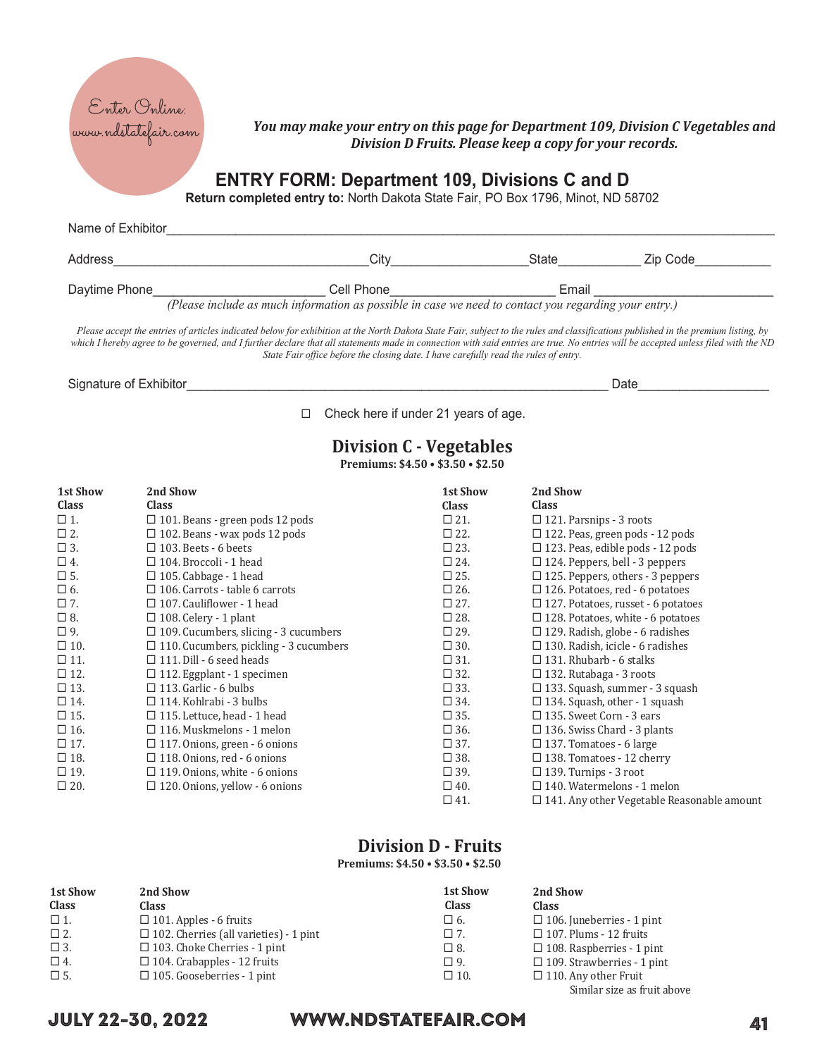Enter Online: www.ndstatefair.com

*You may make your entry on this page for Department 109, Division C Vegetables and Division D Fruits. Please keep a copy for your records.*

## ENTRY FORM: Department 109, Divisions C and D

**Return completed entry to:** North Dakota State Fair, PO Box 1796, Minot, ND 58702

Name of Exhibitor_______________________________________________

Address_______________________ City_______________ State__________ Zip Code__________

Daytime Phone_______________ Cell Phone_______________ Email _______________

*(Please include as much information as possible in case we need to contact you regarding your entry.)*

*Please accept the entries of articles indicated below for exhibition at the North Dakota State Fair, subject to the rules and classifications published in the premium listing, by which I hereby agree to be governed, and I further declare that all statements made in connection with said entries are true. No entries will be accepted unless filed with the ND State Fair office before the closing date. I have carefully read the rules of entry.*

Signature of Exhibitor_______________________________________ Date_______________

☐ Check here if under 21 years of age.

## Division C - Vegetables

**Premiums: $4.50 • $3.50 • $2.50**

| 1st Show Class | 2nd Show Class | 1st Show Class | 2nd Show Class |
|---|---|---|---|
| ☐ 1. | ☐ 101. Beans - green pods 12 pods | ☐ 21. | ☐ 121. Parsnips - 3 roots |
| ☐ 2. | ☐ 102. Beans - wax pods 12 pods | ☐ 22. | ☐ 122. Peas, green pods - 12 pods |
| ☐ 3. | ☐ 103. Beets - 6 beets | ☐ 23. | ☐ 123. Peas, edible pods - 12 pods |
| ☐ 4. | ☐ 104. Broccoli - 1 head | ☐ 24. | ☐ 124. Peppers, bell - 3 peppers |
| ☐ 5. | ☐ 105. Cabbage - 1 head | ☐ 25. | ☐ 125. Peppers, others - 3 peppers |
| ☐ 6. | ☐ 106. Carrots - table 6 carrots | ☐ 26. | ☐ 126. Potatoes, red - 6 potatoes |
| ☐ 7. | ☐ 107. Cauliflower - 1 head | ☐ 27. | ☐ 127. Potatoes, russet - 6 potatoes |
| ☐ 8. | ☐ 108. Celery - 1 plant | ☐ 28. | ☐ 128. Potatoes, white - 6 potatoes |
| ☐ 9. | ☐ 109. Cucumbers, slicing - 3 cucumbers | ☐ 29. | ☐ 129. Radish, globe - 6 radishes |
| ☐ 10. | ☐ 110. Cucumbers, pickling - 3 cucumbers | ☐ 30. | ☐ 130. Radish, icicle - 6 radishes |
| ☐ 11. | ☐ 111. Dill - 6 seed heads | ☐ 31. | ☐ 131. Rhubarb - 6 stalks |
| ☐ 12. | ☐ 112. Eggplant - 1 specimen | ☐ 32. | ☐ 132. Rutabaga - 3 roots |
| ☐ 13. | ☐ 113. Garlic - 6 bulbs | ☐ 33. | ☐ 133. Squash, summer - 3 squash |
| ☐ 14. | ☐ 114. Kohlrabi - 3 bulbs | ☐ 34. | ☐ 134. Squash, other - 1 squash |
| ☐ 15. | ☐ 115. Lettuce, head - 1 head | ☐ 35. | ☐ 135. Sweet Corn - 3 ears |
| ☐ 16. | ☐ 116. Muskmelons - 1 melon | ☐ 36. | ☐ 136. Swiss Chard - 3 plants |
| ☐ 17. | ☐ 117. Onions, green - 6 onions | ☐ 37. | ☐ 137. Tomatoes - 6 large |
| ☐ 18. | ☐ 118. Onions, red - 6 onions | ☐ 38. | ☐ 138. Tomatoes - 12 cherry |
| ☐ 19. | ☐ 119. Onions, white - 6 onions | ☐ 39. | ☐ 139. Turnips - 3 root |
| ☐ 20. | ☐ 120. Onions, yellow - 6 onions | ☐ 40. | ☐ 140. Watermelons - 1 melon |
| | | ☐ 41. | ☐ 141. Any other Vegetable Reasonable amount |

## Division D - Fruits

**Premiums: $4.50 • $3.50 • $2.50**

| 1st Show Class | 2nd Show Class | 1st Show Class | 2nd Show Class |
|---|---|---|---|
| ☐ 1. | ☐ 101. Apples - 6 fruits | ☐ 6. | ☐ 106. Juneberries - 1 pint |
| ☐ 2. | ☐ 102. Cherries (all varieties) - 1 pint | ☐ 7. | ☐ 107. Plums - 12 fruits |
| ☐ 3. | ☐ 103. Choke Cherries - 1 pint | ☐ 8. | ☐ 108. Raspberries - 1 pint |
| ☐ 4. | ☐ 104. Crabapples - 12 fruits | ☐ 9. | ☐ 109. Strawberries - 1 pint |
| ☐ 5. | ☐ 105. Gooseberries - 1 pint | ☐ 10. | ☐ 110. Any other Fruit Similar size as fruit above |